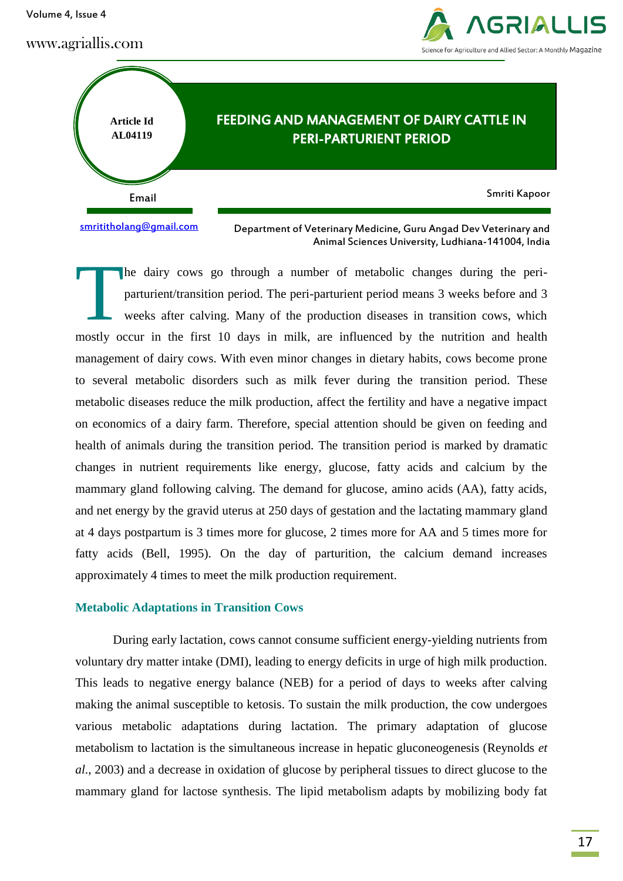Article Id AL04119

# FEEDING AND MANAGEMENT OF DAIRY CATTLE IN PERI-PARTURIENT PERIOD

Smriti Kapoor

Email

smritiitholang@gmail.com

Department of Veterinary Medicine, Guru Angad Dev Veterinary and Animal Sciences University, Ludhiana-141004, India

The dairy cows go through a number of metabolic changes during the peri-parturient/transition period. The peri-parturient period means 3 weeks before and 3 weeks after calving. Many of the production diseases in transition cows, which mostly occur in the first 10 days in milk, are influenced by the nutrition and health management of dairy cows. With even minor changes in dietary habits, cows become prone to several metabolic disorders such as milk fever during the transition period. These metabolic diseases reduce the milk production, affect the fertility and have a negative impact on economics of a dairy farm. Therefore, special attention should be given on feeding and health of animals during the transition period. The transition period is marked by dramatic changes in nutrient requirements like energy, glucose, fatty acids and calcium by the mammary gland following calving. The demand for glucose, amino acids (AA), fatty acids, and net energy by the gravid uterus at 250 days of gestation and the lactating mammary gland at 4 days postpartum is 3 times more for glucose, 2 times more for AA and 5 times more for fatty acids (Bell, 1995). On the day of parturition, the calcium demand increases approximately 4 times to meet the milk production requirement.

## Metabolic Adaptations in Transition Cows

During early lactation, cows cannot consume sufficient energy-yielding nutrients from voluntary dry matter intake (DMI), leading to energy deficits in urge of high milk production. This leads to negative energy balance (NEB) for a period of days to weeks after calving making the animal susceptible to ketosis. To sustain the milk production, the cow undergoes various metabolic adaptations during lactation. The primary adaptation of glucose metabolism to lactation is the simultaneous increase in hepatic gluconeogenesis (Reynolds *et al*., 2003) and a decrease in oxidation of glucose by peripheral tissues to direct glucose to the mammary gland for lactose synthesis. The lipid metabolism adapts by mobilizing body fat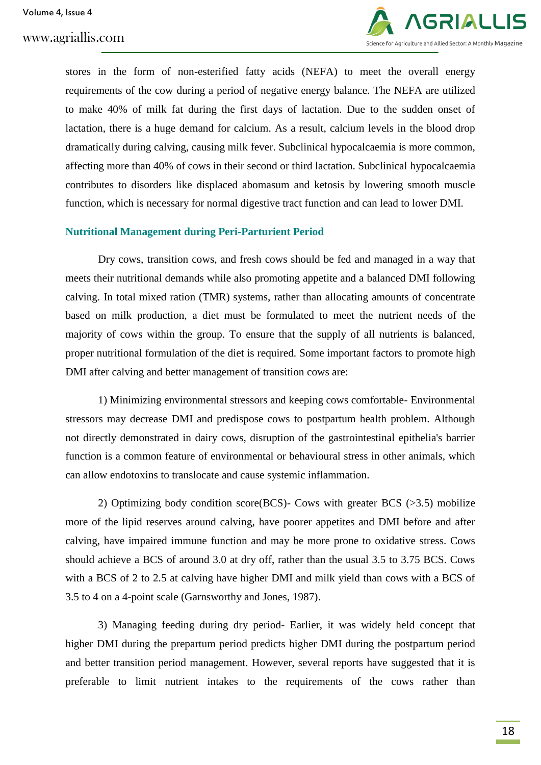stores in the form of non-esterified fatty acids (NEFA) to meet the overall energy requirements of the cow during a period of negative energy balance. The NEFA are utilized to make 40% of milk fat during the first days of lactation. Due to the sudden onset of lactation, there is a huge demand for calcium. As a result, calcium levels in the blood drop dramatically during calving, causing milk fever. Subclinical hypocalcaemia is more common, affecting more than 40% of cows in their second or third lactation. Subclinical hypocalcaemia contributes to disorders like displaced abomasum and ketosis by lowering smooth muscle function, which is necessary for normal digestive tract function and can lead to lower DMI.

## Nutritional Management during Peri-Parturient Period

Dry cows, transition cows, and fresh cows should be fed and managed in a way that meets their nutritional demands while also promoting appetite and a balanced DMI following calving. In total mixed ration (TMR) systems, rather than allocating amounts of concentrate based on milk production, a diet must be formulated to meet the nutrient needs of the majority of cows within the group. To ensure that the supply of all nutrients is balanced, proper nutritional formulation of the diet is required. Some important factors to promote high DMI after calving and better management of transition cows are:

1) Minimizing environmental stressors and keeping cows comfortable- Environmental stressors may decrease DMI and predispose cows to postpartum health problem. Although not directly demonstrated in dairy cows, disruption of the gastrointestinal epithelia's barrier function is a common feature of environmental or behavioural stress in other animals, which can allow endotoxins to translocate and cause systemic inflammation.

2) Optimizing body condition score(BCS)- Cows with greater BCS (>3.5) mobilize more of the lipid reserves around calving, have poorer appetites and DMI before and after calving, have impaired immune function and may be more prone to oxidative stress. Cows should achieve a BCS of around 3.0 at dry off, rather than the usual 3.5 to 3.75 BCS. Cows with a BCS of 2 to 2.5 at calving have higher DMI and milk yield than cows with a BCS of 3.5 to 4 on a 4-point scale (Garnsworthy and Jones, 1987).

3) Managing feeding during dry period- Earlier, it was widely held concept that higher DMI during the prepartum period predicts higher DMI during the postpartum period and better transition period management. However, several reports have suggested that it is preferable to limit nutrient intakes to the requirements of the cows rather than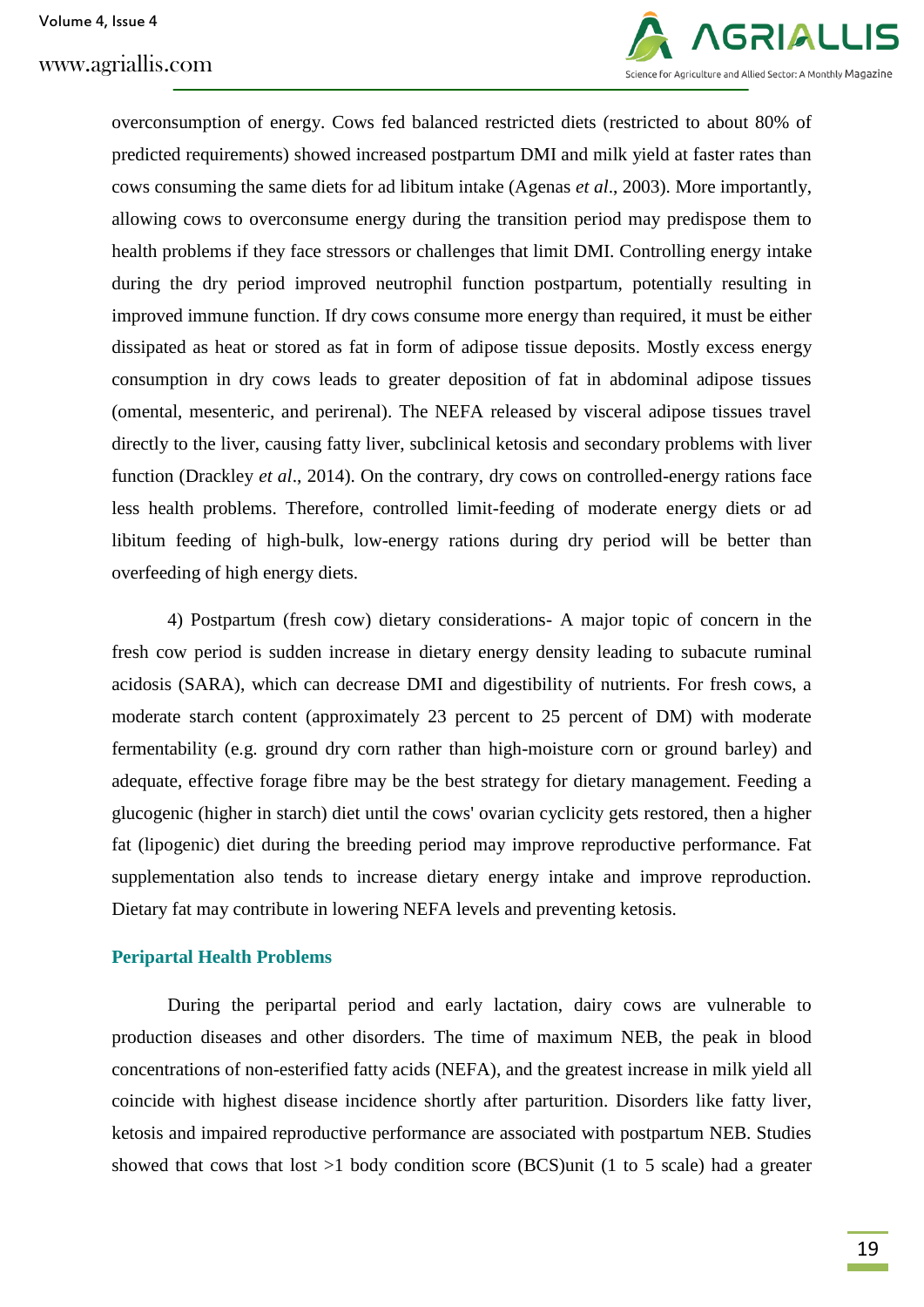overconsumption of energy. Cows fed balanced restricted diets (restricted to about 80% of predicted requirements) showed increased postpartum DMI and milk yield at faster rates than cows consuming the same diets for ad libitum intake (Agenas *et al*., 2003). More importantly, allowing cows to overconsume energy during the transition period may predispose them to health problems if they face stressors or challenges that limit DMI. Controlling energy intake during the dry period improved neutrophil function postpartum, potentially resulting in improved immune function. If dry cows consume more energy than required, it must be either dissipated as heat or stored as fat in form of adipose tissue deposits. Mostly excess energy consumption in dry cows leads to greater deposition of fat in abdominal adipose tissues (omental, mesenteric, and perirenal). The NEFA released by visceral adipose tissues travel directly to the liver, causing fatty liver, subclinical ketosis and secondary problems with liver function (Drackley *et al*., 2014). On the contrary, dry cows on controlled-energy rations face less health problems. Therefore, controlled limit-feeding of moderate energy diets or ad libitum feeding of high-bulk, low-energy rations during dry period will be better than overfeeding of high energy diets.

4) Postpartum (fresh cow) dietary considerations- A major topic of concern in the fresh cow period is sudden increase in dietary energy density leading to subacute ruminal acidosis (SARA), which can decrease DMI and digestibility of nutrients. For fresh cows, a moderate starch content (approximately 23 percent to 25 percent of DM) with moderate fermentability (e.g. ground dry corn rather than high-moisture corn or ground barley) and adequate, effective forage fibre may be the best strategy for dietary management. Feeding a glucogenic (higher in starch) diet until the cows' ovarian cyclicity gets restored, then a higher fat (lipogenic) diet during the breeding period may improve reproductive performance. Fat supplementation also tends to increase dietary energy intake and improve reproduction. Dietary fat may contribute in lowering NEFA levels and preventing ketosis.

## Peripartal Health Problems

During the peripartal period and early lactation, dairy cows are vulnerable to production diseases and other disorders. The time of maximum NEB, the peak in blood concentrations of non-esterified fatty acids (NEFA), and the greatest increase in milk yield all coincide with highest disease incidence shortly after parturition. Disorders like fatty liver, ketosis and impaired reproductive performance are associated with postpartum NEB. Studies showed that cows that lost >1 body condition score (BCS)unit (1 to 5 scale) had a greater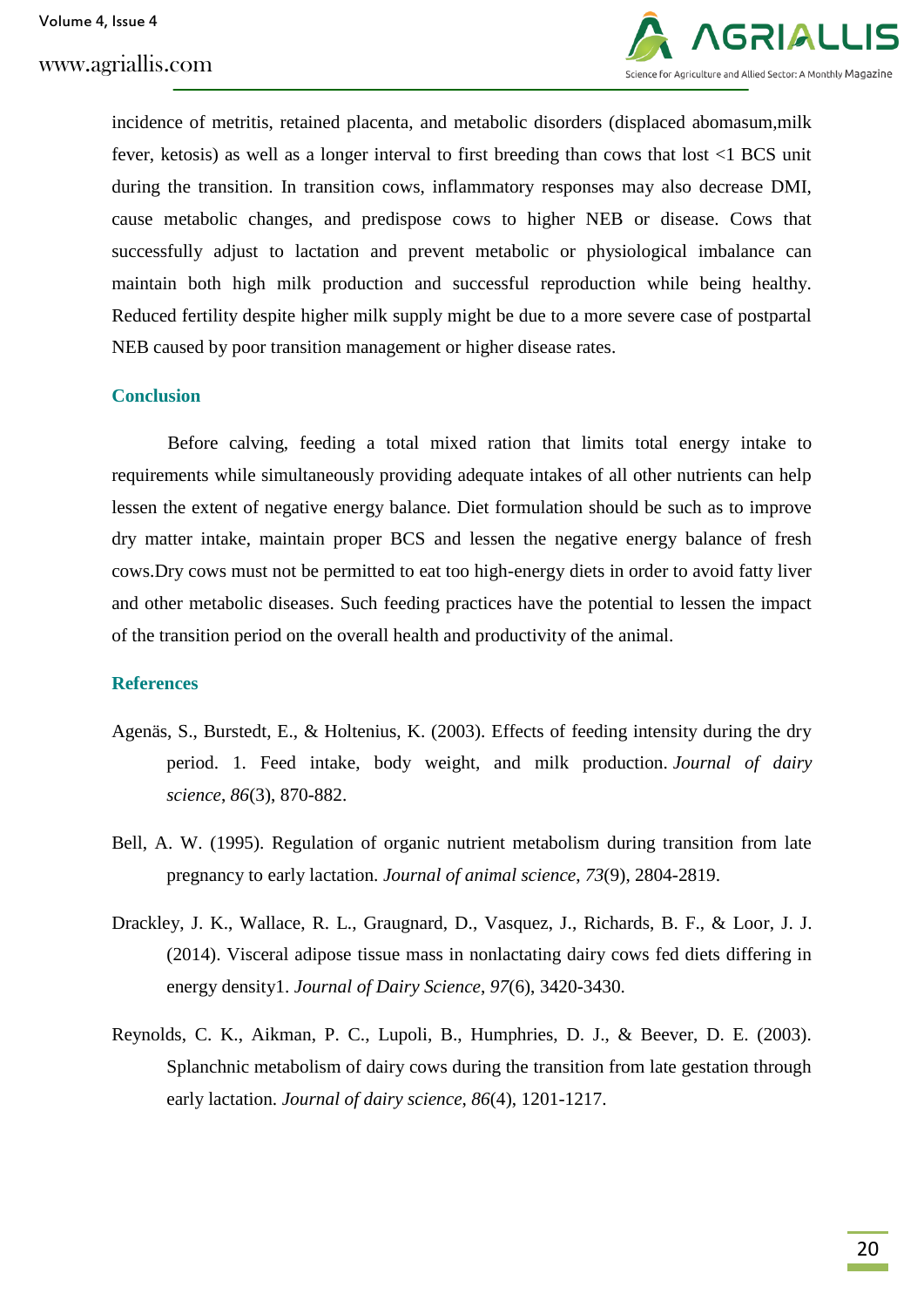incidence of metritis, retained placenta, and metabolic disorders (displaced abomasum,milk fever, ketosis) as well as a longer interval to first breeding than cows that lost <1 BCS unit during the transition. In transition cows, inflammatory responses may also decrease DMI, cause metabolic changes, and predispose cows to higher NEB or disease. Cows that successfully adjust to lactation and prevent metabolic or physiological imbalance can maintain both high milk production and successful reproduction while being healthy. Reduced fertility despite higher milk supply might be due to a more severe case of postpartal NEB caused by poor transition management or higher disease rates.

## Conclusion

Before calving, feeding a total mixed ration that limits total energy intake to requirements while simultaneously providing adequate intakes of all other nutrients can help lessen the extent of negative energy balance. Diet formulation should be such as to improve dry matter intake, maintain proper BCS and lessen the negative energy balance of fresh cows.Dry cows must not be permitted to eat too high-energy diets in order to avoid fatty liver and other metabolic diseases. Such feeding practices have the potential to lessen the impact of the transition period on the overall health and productivity of the animal.

## References

Agenäs, S., Burstedt, E., & Holtenius, K. (2003). Effects of feeding intensity during the dry period. 1. Feed intake, body weight, and milk production. *Journal of dairy science*, *86*(3), 870-882.

Bell, A. W. (1995). Regulation of organic nutrient metabolism during transition from late pregnancy to early lactation. *Journal of animal science*, *73*(9), 2804-2819.

Drackley, J. K., Wallace, R. L., Graugnard, D., Vasquez, J., Richards, B. F., & Loor, J. J. (2014). Visceral adipose tissue mass in nonlactating dairy cows fed diets differing in energy density1. *Journal of Dairy Science*, *97*(6), 3420-3430.

Reynolds, C. K., Aikman, P. C., Lupoli, B., Humphries, D. J., & Beever, D. E. (2003). Splanchnic metabolism of dairy cows during the transition from late gestation through early lactation. *Journal of dairy science*, *86*(4), 1201-1217.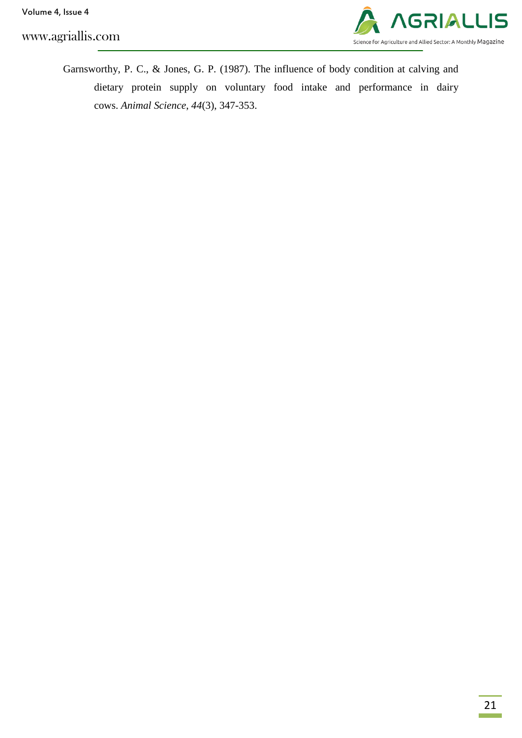Garnsworthy, P. C., & Jones, G. P. (1987). The influence of body condition at calving and dietary protein supply on voluntary food intake and performance in dairy cows. *Animal Science*, *44*(3), 347-353.